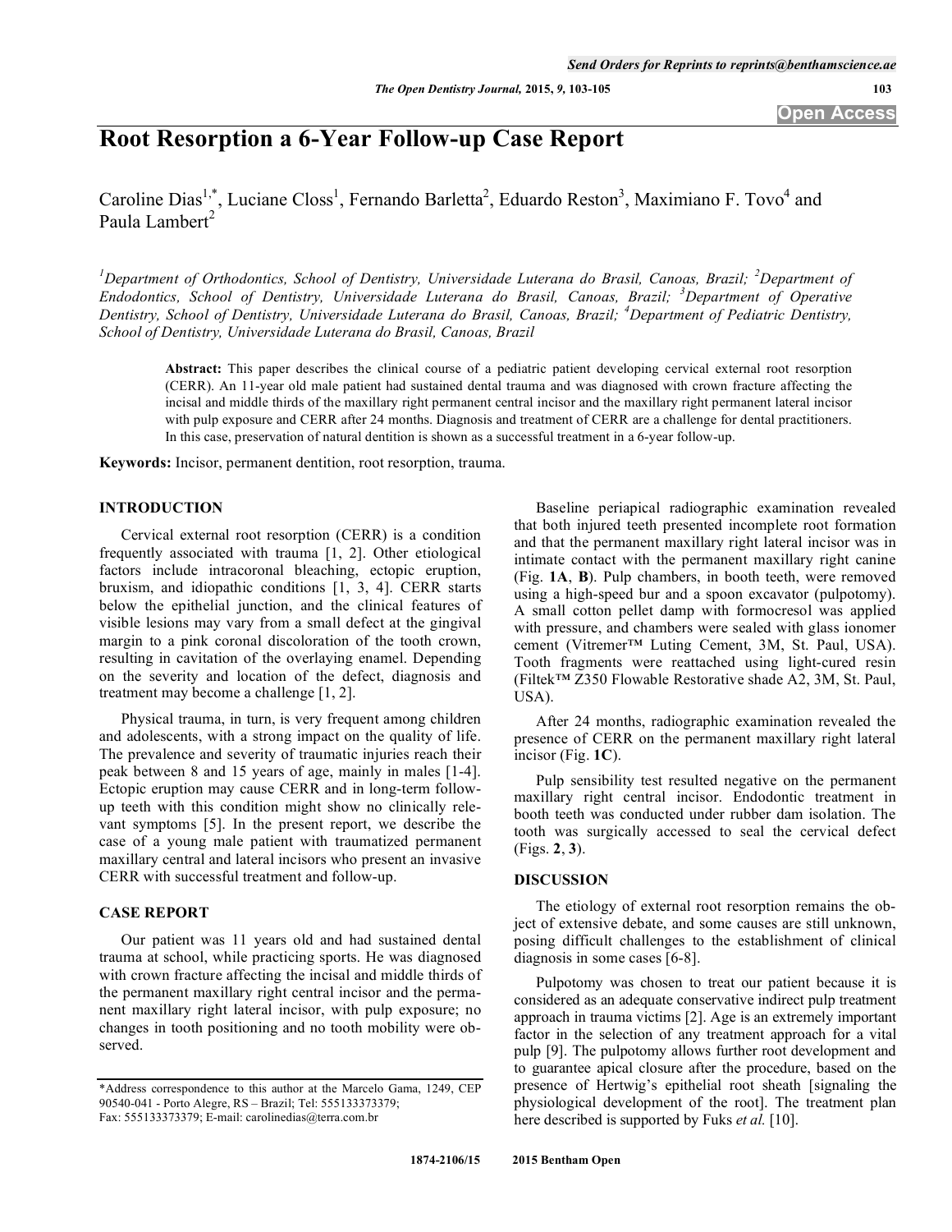# Root Resorption a 6-Year Follow-up Case Report

Caroline Dias[1,*], Luciane Closs[1], Fernando Barletta[2], Eduardo Reston[3], Maximiano F. Tovo[4] and Paula Lambert[2]

*[1]Department of Orthodontics, School of Dentistry, Universidade Luterana do Brasil, Canoas, Brazil; [2]Department of Endodontics, School of Dentistry, Universidade Luterana do Brasil, Canoas, Brazil; [3]Department of Operative Dentistry, School of Dentistry, Universidade Luterana do Brasil, Canoas, Brazil; [4]Department of Pediatric Dentistry, School of Dentistry, Universidade Luterana do Brasil, Canoas, Brazil*

**Abstract:** This paper describes the clinical course of a pediatric patient developing cervical external root resorption (CERR). An 11-year old male patient had sustained dental trauma and was diagnosed with crown fracture affecting the incisal and middle thirds of the maxillary right permanent central incisor and the maxillary right permanent lateral incisor with pulp exposure and CERR after 24 months. Diagnosis and treatment of CERR are a challenge for dental practitioners. In this case, preservation of natural dentition is shown as a successful treatment in a 6-year follow-up.

**Keywords:** Incisor, permanent dentition, root resorption, trauma.

## INTRODUCTION

Cervical external root resorption (CERR) is a condition frequently associated with trauma [1, 2]. Other etiological factors include intracoronal bleaching, ectopic eruption, bruxism, and idiopathic conditions [1, 3, 4]. CERR starts below the epithelial junction, and the clinical features of visible lesions may vary from a small defect at the gingival margin to a pink coronal discoloration of the tooth crown, resulting in cavitation of the overlaying enamel. Depending on the severity and location of the defect, diagnosis and treatment may become a challenge [1, 2].

Physical trauma, in turn, is very frequent among children and adolescents, with a strong impact on the quality of life. The prevalence and severity of traumatic injuries reach their peak between 8 and 15 years of age, mainly in males [1-4]. Ectopic eruption may cause CERR and in long-term follow-up teeth with this condition might show no clinically relevant symptoms [5]. In the present report, we describe the case of a young male patient with traumatized permanent maxillary central and lateral incisors who present an invasive CERR with successful treatment and follow-up.

## CASE REPORT

Our patient was 11 years old and had sustained dental trauma at school, while practicing sports. He was diagnosed with crown fracture affecting the incisal and middle thirds of the permanent maxillary right central incisor and the permanent maxillary right lateral incisor, with pulp exposure; no changes in tooth positioning and no tooth mobility were observed.

Baseline periapical radiographic examination revealed that both injured teeth presented incomplete root formation and that the permanent maxillary right lateral incisor was in intimate contact with the permanent maxillary right canine (Fig. **1A**, **B**). Pulp chambers, in booth teeth, were removed using a high-speed bur and a spoon excavator (pulpotomy). A small cotton pellet damp with formocresol was applied with pressure, and chambers were sealed with glass ionomer cement (Vitremer™ Luting Cement, 3M, St. Paul, USA). Tooth fragments were reattached using light-cured resin (Filtek™ Z350 Flowable Restorative shade A2, 3M, St. Paul, USA).

After 24 months, radiographic examination revealed the presence of CERR on the permanent maxillary right lateral incisor (Fig. **1C**).

Pulp sensibility test resulted negative on the permanent maxillary right central incisor. Endodontic treatment in booth teeth was conducted under rubber dam isolation. The tooth was surgically accessed to seal the cervical defect (Figs. **2**, **3**).

## DISCUSSION

The etiology of external root resorption remains the object of extensive debate, and some causes are still unknown, posing difficult challenges to the establishment of clinical diagnosis in some cases [6-8].

Pulpotomy was chosen to treat our patient because it is considered as an adequate conservative indirect pulp treatment approach in trauma victims [2]. Age is an extremely important factor in the selection of any treatment approach for a vital pulp [9]. The pulpotomy allows further root development and to guarantee apical closure after the procedure, based on the presence of Hertwig's epithelial root sheath [signaling the physiological development of the root]. The treatment plan here described is supported by Fuks *et al.* [10].

*Address correspondence to this author at the Marcelo Gama, 1249, CEP 90540-041 - Porto Alegre, RS – Brazil; Tel: 555133373379; Fax: 555133373379; E-mail: carolinedias@terra.com.br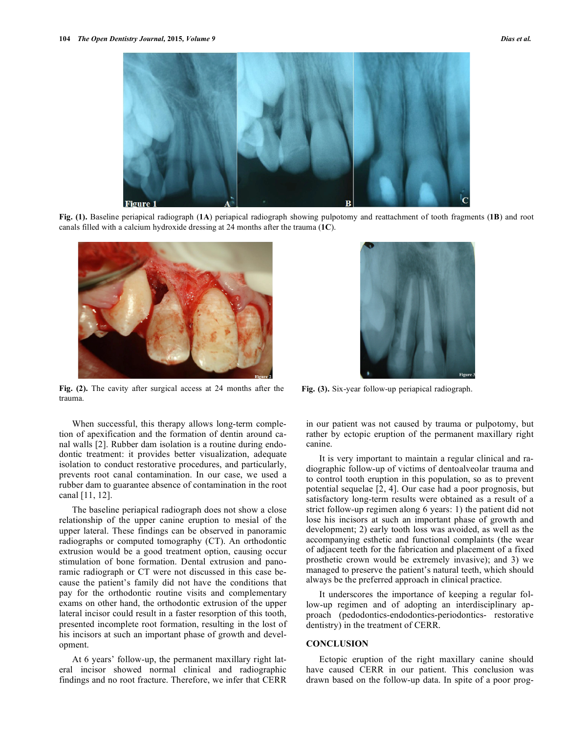Fig. (1). Baseline periapical radiograph (1A) periapical radiograph showing pulpotomy and reattachment of tooth fragments (1B) and root canals filled with a calcium hydroxide dressing at 24 months after the trauma (1C).

Fig. (2). The cavity after surgical access at 24 months after the trauma.

Fig. (3). Six-year follow-up periapical radiograph.

When successful, this therapy allows long-term completion of apexification and the formation of dentin around canal walls [2]. Rubber dam isolation is a routine during endodontic treatment: it provides better visualization, adequate isolation to conduct restorative procedures, and particularly, prevents root canal contamination. In our case, we used a rubber dam to guarantee absence of contamination in the root canal [11, 12].

The baseline periapical radiograph does not show a close relationship of the upper canine eruption to mesial of the upper lateral. These findings can be observed in panoramic radiographs or computed tomography (CT). An orthodontic extrusion would be a good treatment option, causing occur stimulation of bone formation. Dental extrusion and panoramic radiograph or CT were not discussed in this case because the patient's family did not have the conditions that pay for the orthodontic routine visits and complementary exams on other hand, the orthodontic extrusion of the upper lateral incisor could result in a faster resorption of this tooth, presented incomplete root formation, resulting in the lost of his incisors at such an important phase of growth and development.

At 6 years' follow-up, the permanent maxillary right lateral incisor showed normal clinical and radiographic findings and no root fracture. Therefore, we infer that CERR in our patient was not caused by trauma or pulpotomy, but rather by ectopic eruption of the permanent maxillary right canine.

It is very important to maintain a regular clinical and radiographic follow-up of victims of dentoalveolar trauma and to control tooth eruption in this population, so as to prevent potential sequelae [2, 4]. Our case had a poor prognosis, but satisfactory long-term results were obtained as a result of a strict follow-up regimen along 6 years: 1) the patient did not lose his incisors at such an important phase of growth and development; 2) early tooth loss was avoided, as well as the accompanying esthetic and functional complaints (the wear of adjacent teeth for the fabrication and placement of a fixed prosthetic crown would be extremely invasive); and 3) we managed to preserve the patient's natural teeth, which should always be the preferred approach in clinical practice.

It underscores the importance of keeping a regular follow-up regimen and of adopting an interdisciplinary approach (pedodontics-endodontics-periodontics- restorative dentistry) in the treatment of CERR.

## CONCLUSION

Ectopic eruption of the right maxillary canine should have caused CERR in our patient. This conclusion was drawn based on the follow-up data. In spite of a poor prog-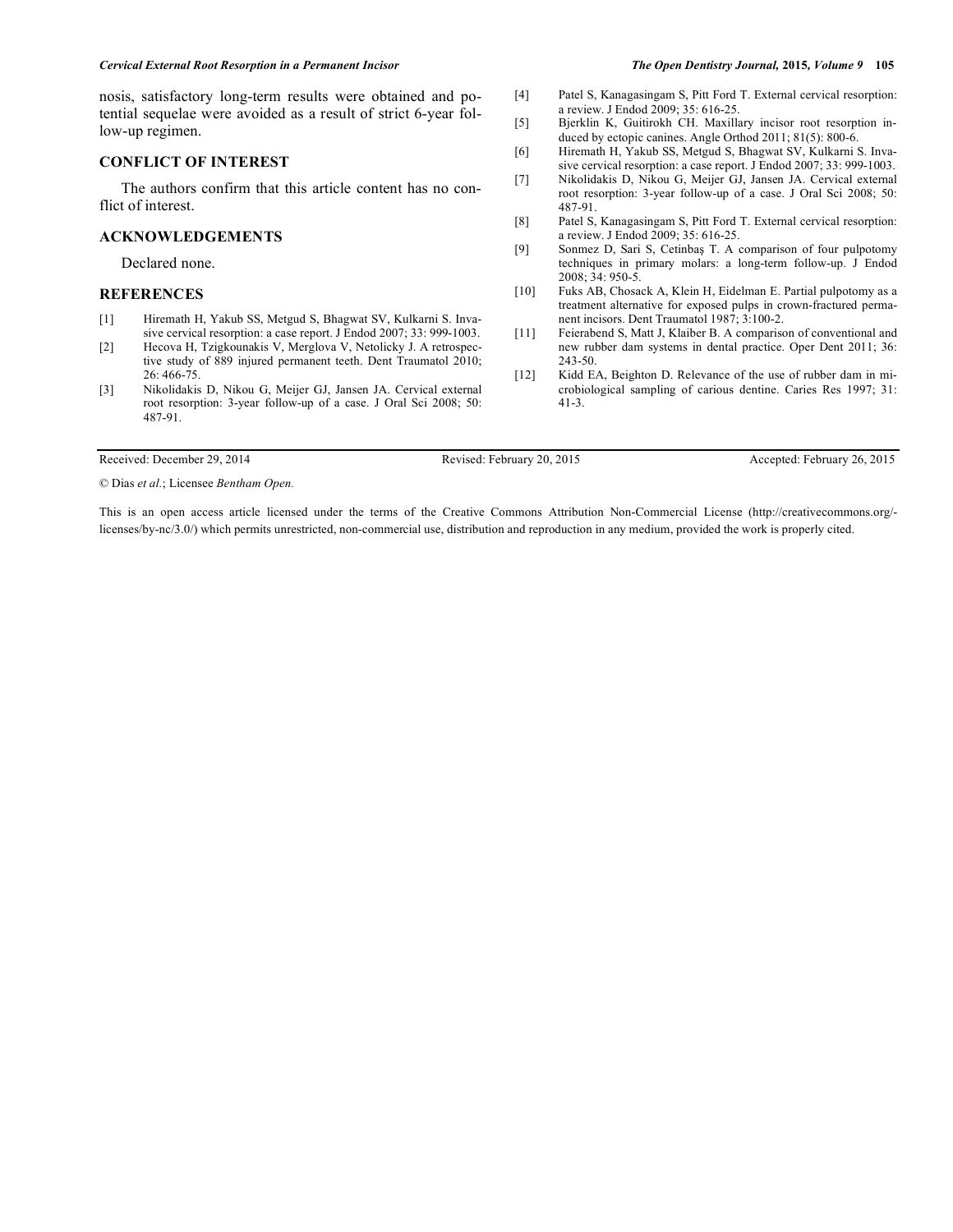nosis, satisfactory long-term results were obtained and potential sequelae were avoided as a result of strict 6-year follow-up regimen.

## CONFLICT OF INTEREST

The authors confirm that this article content has no conflict of interest.

## ACKNOWLEDGEMENTS

Declared none.

## REFERENCES

[1] Hiremath H, Yakub SS, Metgud S, Bhagwat SV, Kulkarni S. Invasive cervical resorption: a case report. J Endod 2007; 33: 999-1003.

[2] Hecova H, Tzigkounakis V, Merglova V, Netolicky J. A retrospective study of 889 injured permanent teeth. Dent Traumatol 2010; 26: 466-75.

[3] Nikolidakis D, Nikou G, Meijer GJ, Jansen JA. Cervical external root resorption: 3-year follow-up of a case. J Oral Sci 2008; 50: 487-91.

[4] Patel S, Kanagasingam S, Pitt Ford T. External cervical resorption: a review. J Endod 2009; 35: 616-25.

[5] Bjerklin K, Guitirokh CH. Maxillary incisor root resorption induced by ectopic canines. Angle Orthod 2011; 81(5): 800-6.

[6] Hiremath H, Yakub SS, Metgud S, Bhagwat SV, Kulkarni S. Invasive cervical resorption: a case report. J Endod 2007; 33: 999-1003.

[7] Nikolidakis D, Nikou G, Meijer GJ, Jansen JA. Cervical external root resorption: 3-year follow-up of a case. J Oral Sci 2008; 50: 487-91.

[8] Patel S, Kanagasingam S, Pitt Ford T. External cervical resorption: a review. J Endod 2009; 35: 616-25.

[9] Sonmez D, Sari S, Cetinbaş T. A comparison of four pulpotomy techniques in primary molars: a long-term follow-up. J Endod 2008; 34: 950-5.

[10] Fuks AB, Chosack A, Klein H, Eidelman E. Partial pulpotomy as a treatment alternative for exposed pulps in crown-fractured permanent incisors. Dent Traumatol 1987; 3:100-2.

[11] Feierabend S, Matt J, Klaiber B. A comparison of conventional and new rubber dam systems in dental practice. Oper Dent 2011; 36: 243-50.

[12] Kidd EA, Beighton D. Relevance of the use of rubber dam in microbiological sampling of carious dentine. Caries Res 1997; 31: 41-3.

Received: December 29, 2014 Revised: February 20, 2015 Accepted: February 26, 2015

© Dias *et al.*; Licensee *Bentham Open.*

This is an open access article licensed under the terms of the Creative Commons Attribution Non-Commercial License (http://creativecommons.org/-licenses/by-nc/3.0/) which permits unrestricted, non-commercial use, distribution and reproduction in any medium, provided the work is properly cited.